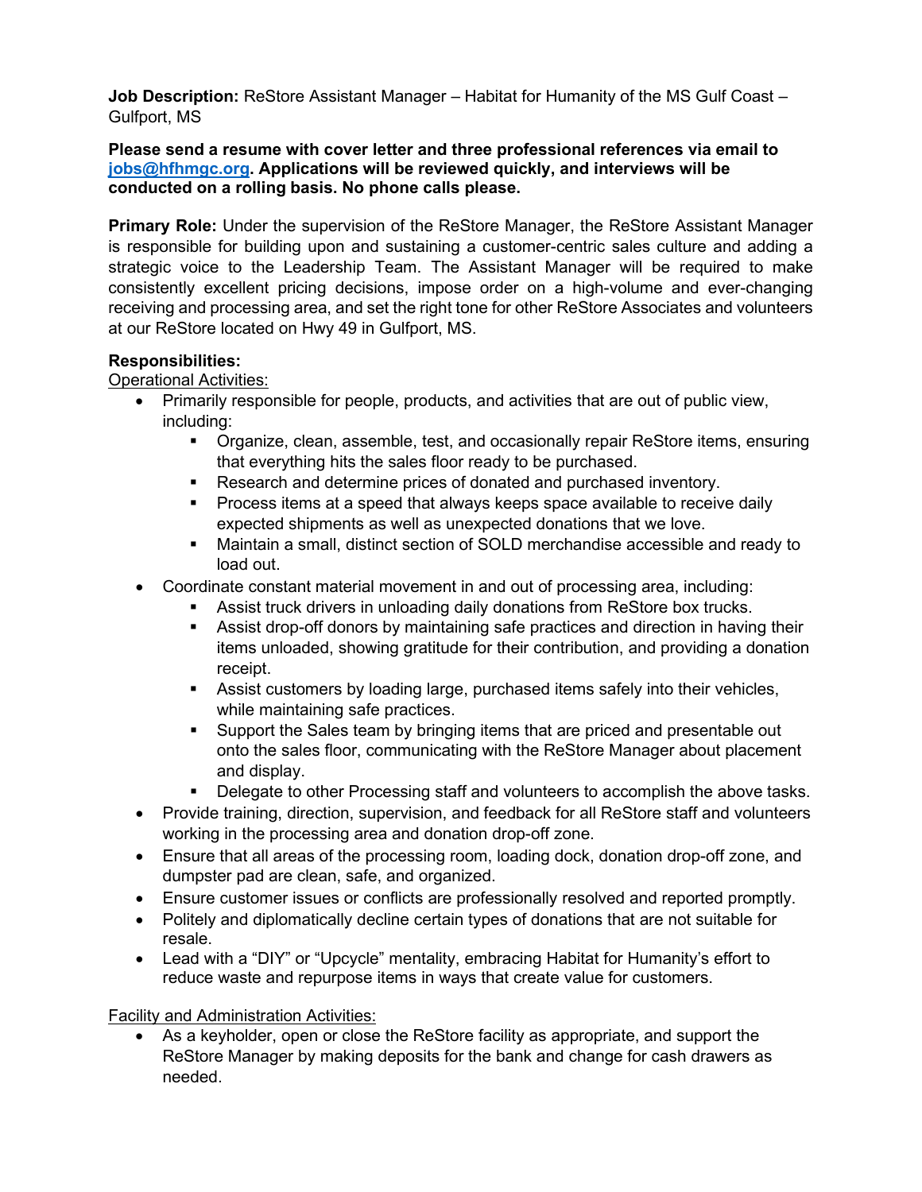**Job Description:** ReStore Assistant Manager – Habitat for Humanity of the MS Gulf Coast – Gulfport, MS

**Please send a resume with cover letter and three professional references via email to [jobs@hfhmgc.org](mailto:jobs@hfhmgc.org). Applications will be reviewed quickly, and interviews will be conducted on a rolling basis. No phone calls please.**

**Primary Role:** Under the supervision of the ReStore Manager, the ReStore Assistant Manager is responsible for building upon and sustaining a customer-centric sales culture and adding a strategic voice to the Leadership Team. The Assistant Manager will be required to make consistently excellent pricing decisions, impose order on a high-volume and ever-changing receiving and processing area, and set the right tone for other ReStore Associates and volunteers at our ReStore located on Hwy 49 in Gulfport, MS.

**Responsibilities:**

Operational Activities:

- Primarily responsible for people, products, and activities that are out of public view, including:
  - Organize, clean, assemble, test, and occasionally repair ReStore items, ensuring that everything hits the sales floor ready to be purchased.
  - Research and determine prices of donated and purchased inventory.
  - Process items at a speed that always keeps space available to receive daily expected shipments as well as unexpected donations that we love.
  - Maintain a small, distinct section of SOLD merchandise accessible and ready to load out.
- Coordinate constant material movement in and out of processing area, including:
  - Assist truck drivers in unloading daily donations from ReStore box trucks.
  - Assist drop-off donors by maintaining safe practices and direction in having their items unloaded, showing gratitude for their contribution, and providing a donation receipt.
  - Assist customers by loading large, purchased items safely into their vehicles, while maintaining safe practices.
  - Support the Sales team by bringing items that are priced and presentable out onto the sales floor, communicating with the ReStore Manager about placement and display.
  - Delegate to other Processing staff and volunteers to accomplish the above tasks.
- Provide training, direction, supervision, and feedback for all ReStore staff and volunteers working in the processing area and donation drop-off zone.
- Ensure that all areas of the processing room, loading dock, donation drop-off zone, and dumpster pad are clean, safe, and organized.
- Ensure customer issues or conflicts are professionally resolved and reported promptly.
- Politely and diplomatically decline certain types of donations that are not suitable for resale.
- Lead with a "DIY" or "Upcycle" mentality, embracing Habitat for Humanity's effort to reduce waste and repurpose items in ways that create value for customers.

Facility and Administration Activities:

- As a keyholder, open or close the ReStore facility as appropriate, and support the ReStore Manager by making deposits for the bank and change for cash drawers as needed.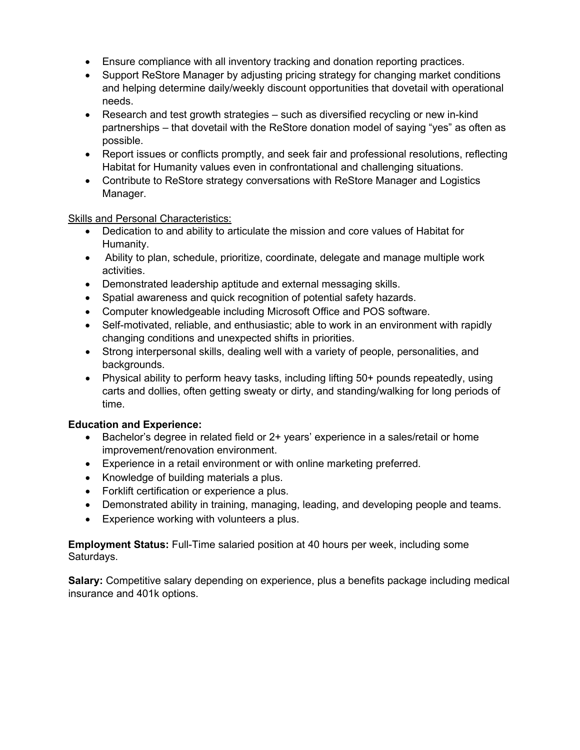- Ensure compliance with all inventory tracking and donation reporting practices.
- Support ReStore Manager by adjusting pricing strategy for changing market conditions and helping determine daily/weekly discount opportunities that dovetail with operational needs.
- Research and test growth strategies – such as diversified recycling or new in-kind partnerships – that dovetail with the ReStore donation model of saying "yes" as often as possible.
- Report issues or conflicts promptly, and seek fair and professional resolutions, reflecting Habitat for Humanity values even in confrontational and challenging situations.
- Contribute to ReStore strategy conversations with ReStore Manager and Logistics Manager.

Skills and Personal Characteristics:

- Dedication to and ability to articulate the mission and core values of Habitat for Humanity.
- Ability to plan, schedule, prioritize, coordinate, delegate and manage multiple work activities.
- Demonstrated leadership aptitude and external messaging skills.
- Spatial awareness and quick recognition of potential safety hazards.
- Computer knowledgeable including Microsoft Office and POS software.
- Self-motivated, reliable, and enthusiastic; able to work in an environment with rapidly changing conditions and unexpected shifts in priorities.
- Strong interpersonal skills, dealing well with a variety of people, personalities, and backgrounds.
- Physical ability to perform heavy tasks, including lifting 50+ pounds repeatedly, using carts and dollies, often getting sweaty or dirty, and standing/walking for long periods of time.

**Education and Experience:**

- Bachelor's degree in related field or 2+ years' experience in a sales/retail or home improvement/renovation environment.
- Experience in a retail environment or with online marketing preferred.
- Knowledge of building materials a plus.
- Forklift certification or experience a plus.
- Demonstrated ability in training, managing, leading, and developing people and teams.
- Experience working with volunteers a plus.

**Employment Status:** Full-Time salaried position at 40 hours per week, including some Saturdays.

**Salary:** Competitive salary depending on experience, plus a benefits package including medical insurance and 401k options.